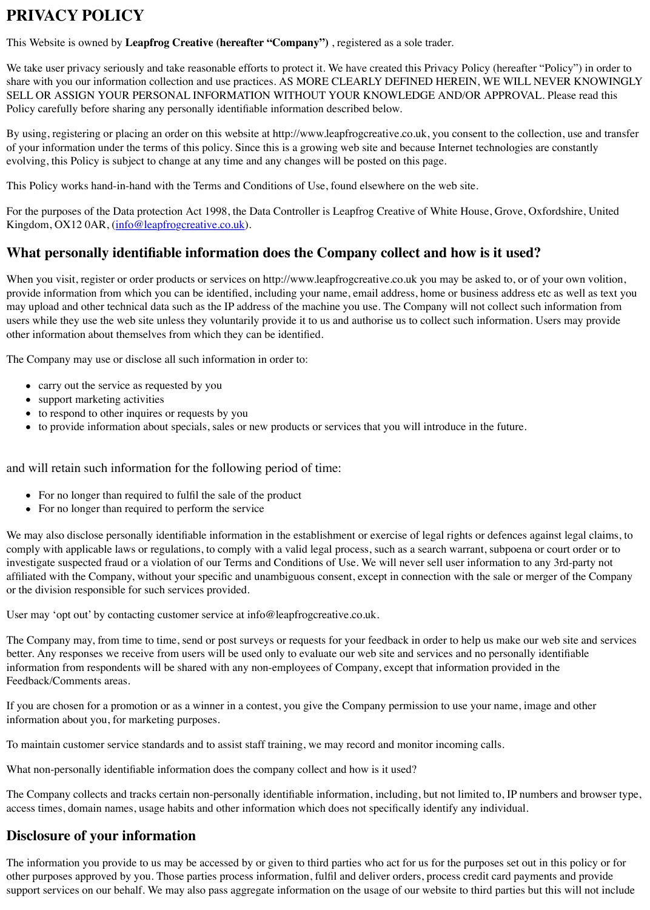# PRIVACY POLICY

This Website is owned by **Leapfrog Creative (hereafter "Company")** , registered as a sole trader.

We take user privacy seriously and take reasonable efforts to protect it. We have created this Privacy Policy (hereafter "Policy") in order to share with you our information collection and use practices. AS MORE CLEARLY DEFINED HEREIN, WE WILL NEVER KNOWINGLY SELL OR ASSIGN YOUR PERSONAL INFORMATION WITHOUT YOUR KNOWLEDGE AND/OR APPROVAL. Please read this Policy carefully before sharing any personally identifiable information described below.

By using, registering or placing an order on this website at http://www.leapfrogcreative.co.uk, you consent to the collection, use and transfer of your information under the terms of this policy. Since this is a growing web site and because Internet technologies are constantly evolving, this Policy is subject to change at any time and any changes will be posted on this page.

This Policy works hand-in-hand with the Terms and Conditions of Use, found elsewhere on the web site.

For the purposes of the Data protection Act 1998, the Data Controller is Leapfrog Creative of White House, Grove, Oxfordshire, United Kingdom, OX12 0AR, (info@leapfrogcreative.co.uk).

## What personally identifiable information does the Company collect and how is it used?

When you visit, register or order products or services on http://www.leapfrogcreative.co.uk you may be asked to, or of your own volition, provide information from which you can be identified, including your name, email address, home or business address etc as well as text you may upload and other technical data such as the IP address of the machine you use. The Company will not collect such information from users while they use the web site unless they voluntarily provide it to us and authorise us to collect such information. Users may provide other information about themselves from which they can be identified.

The Company may use or disclose all such information in order to:

- carry out the service as requested by you
- support marketing activities
- to respond to other inquires or requests by you
- to provide information about specials, sales or new products or services that you will introduce in the future.

and will retain such information for the following period of time:

- For no longer than required to fulfil the sale of the product
- For no longer than required to perform the service

We may also disclose personally identifiable information in the establishment or exercise of legal rights or defences against legal claims, to comply with applicable laws or regulations, to comply with a valid legal process, such as a search warrant, subpoena or court order or to investigate suspected fraud or a violation of our Terms and Conditions of Use. We will never sell user information to any 3rd-party not affiliated with the Company, without your specific and unambiguous consent, except in connection with the sale or merger of the Company or the division responsible for such services provided.

User may 'opt out' by contacting customer service at info@leapfrogcreative.co.uk.

The Company may, from time to time, send or post surveys or requests for your feedback in order to help us make our web site and services better. Any responses we receive from users will be used only to evaluate our web site and services and no personally identifiable information from respondents will be shared with any non-employees of Company, except that information provided in the Feedback/Comments areas.

If you are chosen for a promotion or as a winner in a contest, you give the Company permission to use your name, image and other information about you, for marketing purposes.

To maintain customer service standards and to assist staff training, we may record and monitor incoming calls.

What non-personally identifiable information does the company collect and how is it used?

The Company collects and tracks certain non-personally identifiable information, including, but not limited to, IP numbers and browser type, access times, domain names, usage habits and other information which does not specifically identify any individual.

## Disclosure of your information

The information you provide to us may be accessed by or given to third parties who act for us for the purposes set out in this policy or for other purposes approved by you. Those parties process information, fulfil and deliver orders, process credit card payments and provide support services on our behalf. We may also pass aggregate information on the usage of our website to third parties but this will not include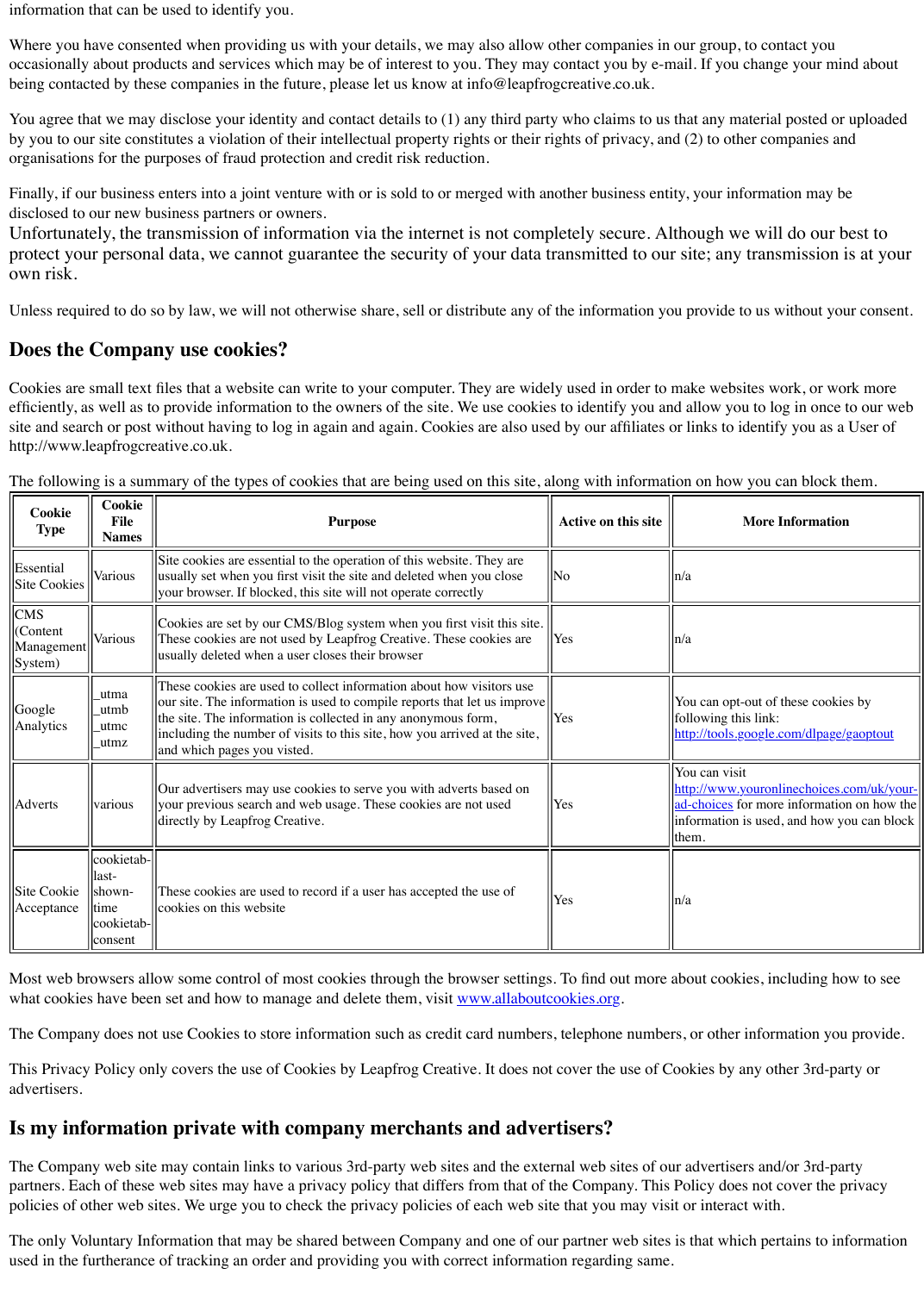information that can be used to identify you.

Where you have consented when providing us with your details, we may also allow other companies in our group, to contact you occasionally about products and services which may be of interest to you. They may contact you by e-mail. If you change your mind about being contacted by these companies in the future, please let us know at info@leapfrogcreative.co.uk.

You agree that we may disclose your identity and contact details to (1) any third party who claims to us that any material posted or uploaded by you to our site constitutes a violation of their intellectual property rights or their rights of privacy, and (2) to other companies and organisations for the purposes of fraud protection and credit risk reduction.

Finally, if our business enters into a joint venture with or is sold to or merged with another business entity, your information may be disclosed to our new business partners or owners.
Unfortunately, the transmission of information via the internet is not completely secure. Although we will do our best to protect your personal data, we cannot guarantee the security of your data transmitted to our site; any transmission is at your own risk.

Unless required to do so by law, we will not otherwise share, sell or distribute any of the information you provide to us without your consent.

## Does the Company use cookies?

Cookies are small text files that a website can write to your computer. They are widely used in order to make websites work, or work more efficiently, as well as to provide information to the owners of the site. We use cookies to identify you and allow you to log in once to our web site and search or post without having to log in again and again. Cookies are also used by our affiliates or links to identify you as a User of http://www.leapfrogcreative.co.uk.

The following is a summary of the types of cookies that are being used on this site, along with information on how you can block them.

| Cookie Type | Cookie File Names | Purpose | Active on this site | More Information |
|---|---|---|---|---|
| Essential Site Cookies | Various | Site cookies are essential to the operation of this website. They are usually set when you first visit the site and deleted when you close your browser. If blocked, this site will not operate correctly | No | n/a |
| CMS (Content Management System) | Various | Cookies are set by our CMS/Blog system when you first visit this site. These cookies are not used by Leapfrog Creative. These cookies are usually deleted when a user closes their browser | Yes | n/a |
| Google Analytics | _utma _utmb _utmc _utmz | These cookies are used to collect information about how visitors use our site. The information is used to compile reports that let us improve the site. The information is collected in any anonymous form, including the number of visits to this site, how you arrived at the site, and which pages you visited. | Yes | You can opt-out of these cookies by following this link: [http://tools.google.com/dlpage/gaoptout](http://tools.google.com/dlpage/gaoptout) |
| Adverts | various | Our advertisers may use cookies to serve you with adverts based on your previous search and web usage. These cookies are not used directly by Leapfrog Creative. | Yes | You can visit [http://www.youronlinechoices.com/uk/your-ad-choices](http://www.youronlinechoices.com/uk/your-ad-choices) for more information on how the information is used, and how you can block them. |
| Site Cookie Acceptance | cookietab-last-shown-time cookietab-consent | These cookies are used to record if a user has accepted the use of cookies on this website | Yes | n/a |

Most web browsers allow some control of most cookies through the browser settings. To find out more about cookies, including how to see what cookies have been set and how to manage and delete them, visit [www.allaboutcookies.org](http://www.allaboutcookies.org).

The Company does not use Cookies to store information such as credit card numbers, telephone numbers, or other information you provide.

This Privacy Policy only covers the use of Cookies by Leapfrog Creative. It does not cover the use of Cookies by any other 3rd-party or advertisers.

## Is my information private with company merchants and advertisers?

The Company web site may contain links to various 3rd-party web sites and the external web sites of our advertisers and/or 3rd-party partners. Each of these web sites may have a privacy policy that differs from that of the Company. This Policy does not cover the privacy policies of other web sites. We urge you to check the privacy policies of each web site that you may visit or interact with.

The only Voluntary Information that may be shared between Company and one of our partner web sites is that which pertains to information used in the furtherance of tracking an order and providing you with correct information regarding same.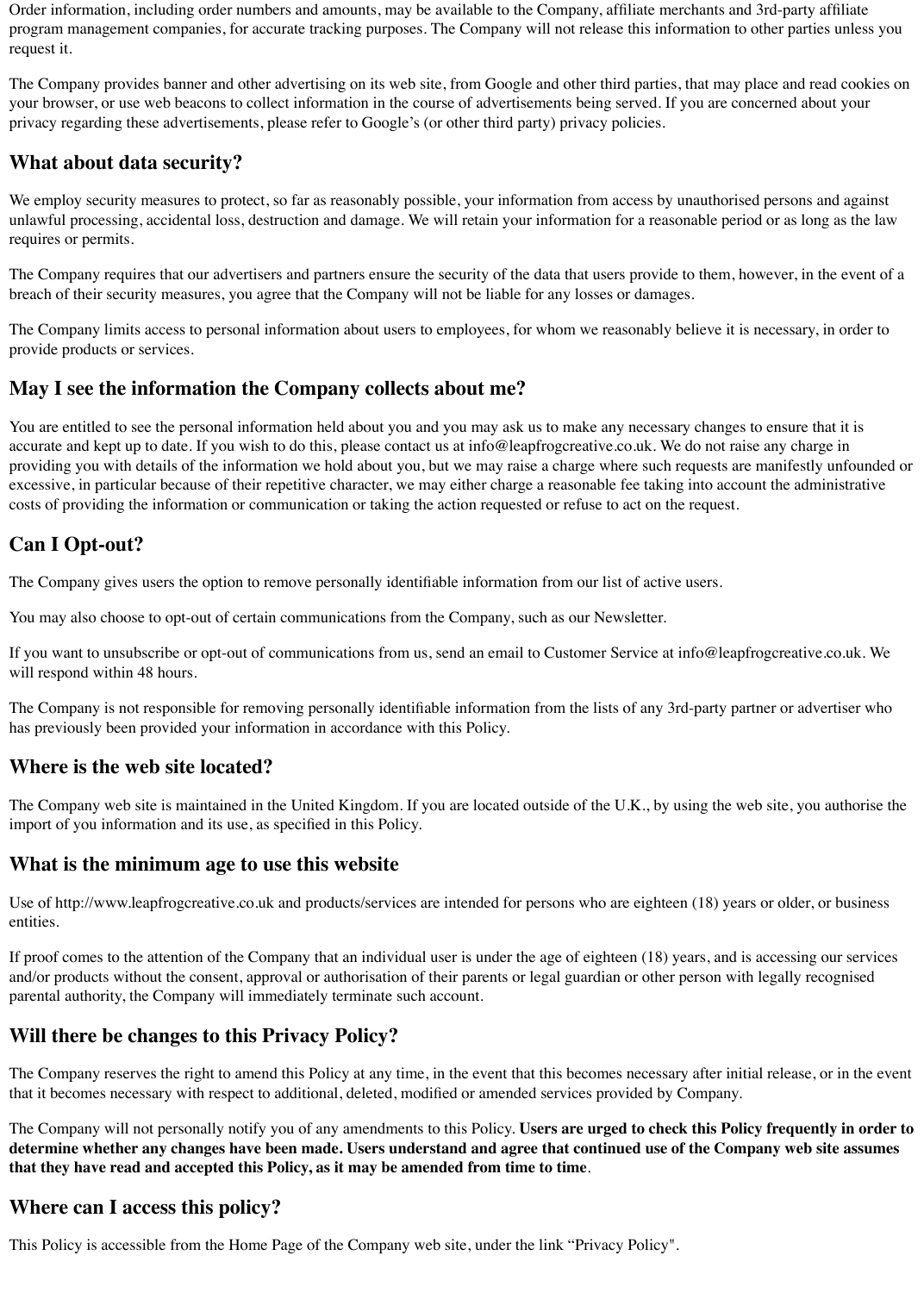Order information, including order numbers and amounts, may be available to the Company, affiliate merchants and 3rd-party affiliate program management companies, for accurate tracking purposes. The Company will not release this information to other parties unless you request it.

The Company provides banner and other advertising on its web site, from Google and other third parties, that may place and read cookies on your browser, or use web beacons to collect information in the course of advertisements being served. If you are concerned about your privacy regarding these advertisements, please refer to Google's (or other third party) privacy policies.

## What about data security?

We employ security measures to protect, so far as reasonably possible, your information from access by unauthorised persons and against unlawful processing, accidental loss, destruction and damage. We will retain your information for a reasonable period or as long as the law requires or permits.

The Company requires that our advertisers and partners ensure the security of the data that users provide to them, however, in the event of a breach of their security measures, you agree that the Company will not be liable for any losses or damages.

The Company limits access to personal information about users to employees, for whom we reasonably believe it is necessary, in order to provide products or services.

## May I see the information the Company collects about me?

You are entitled to see the personal information held about you and you may ask us to make any necessary changes to ensure that it is accurate and kept up to date. If you wish to do this, please contact us at info@leapfrogcreative.co.uk. We do not raise any charge in providing you with details of the information we hold about you, but we may raise a charge where such requests are manifestly unfounded or excessive, in particular because of their repetitive character, we may either charge a reasonable fee taking into account the administrative costs of providing the information or communication or taking the action requested or refuse to act on the request.

## Can I Opt-out?

The Company gives users the option to remove personally identifiable information from our list of active users.

You may also choose to opt-out of certain communications from the Company, such as our Newsletter.

If you want to unsubscribe or opt-out of communications from us, send an email to Customer Service at info@leapfrogcreative.co.uk. We will respond within 48 hours.

The Company is not responsible for removing personally identifiable information from the lists of any 3rd-party partner or advertiser who has previously been provided your information in accordance with this Policy.

## Where is the web site located?

The Company web site is maintained in the United Kingdom. If you are located outside of the U.K., by using the web site, you authorise the import of you information and its use, as specified in this Policy.

## What is the minimum age to use this website

Use of http://www.leapfrogcreative.co.uk and products/services are intended for persons who are eighteen (18) years or older, or business entities.

If proof comes to the attention of the Company that an individual user is under the age of eighteen (18) years, and is accessing our services and/or products without the consent, approval or authorisation of their parents or legal guardian or other person with legally recognised parental authority, the Company will immediately terminate such account.

## Will there be changes to this Privacy Policy?

The Company reserves the right to amend this Policy at any time, in the event that this becomes necessary after initial release, or in the event that it becomes necessary with respect to additional, deleted, modified or amended services provided by Company.

The Company will not personally notify you of any amendments to this Policy. **Users are urged to check this Policy frequently in order to determine whether any changes have been made. Users understand and agree that continued use of the Company web site assumes that they have read and accepted this Policy, as it may be amended from time to time**.

## Where can I access this policy?

This Policy is accessible from the Home Page of the Company web site, under the link "Privacy Policy".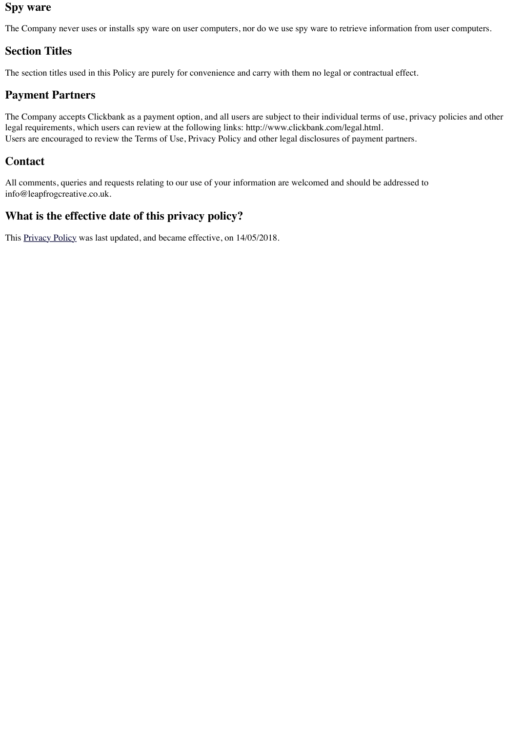## Spy ware

The Company never uses or installs spy ware on user computers, nor do we use spy ware to retrieve information from user computers.

## Section Titles

The section titles used in this Policy are purely for convenience and carry with them no legal or contractual effect.

## Payment Partners

The Company accepts Clickbank as a payment option, and all users are subject to their individual terms of use, privacy policies and other legal requirements, which users can review at the following links: http://www.clickbank.com/legal.html.
Users are encouraged to review the Terms of Use, Privacy Policy and other legal disclosures of payment partners.

## Contact

All comments, queries and requests relating to our use of your information are welcomed and should be addressed to info@leapfrogcreative.co.uk.

## What is the effective date of this privacy policy?

This Privacy Policy was last updated, and became effective, on 14/05/2018.